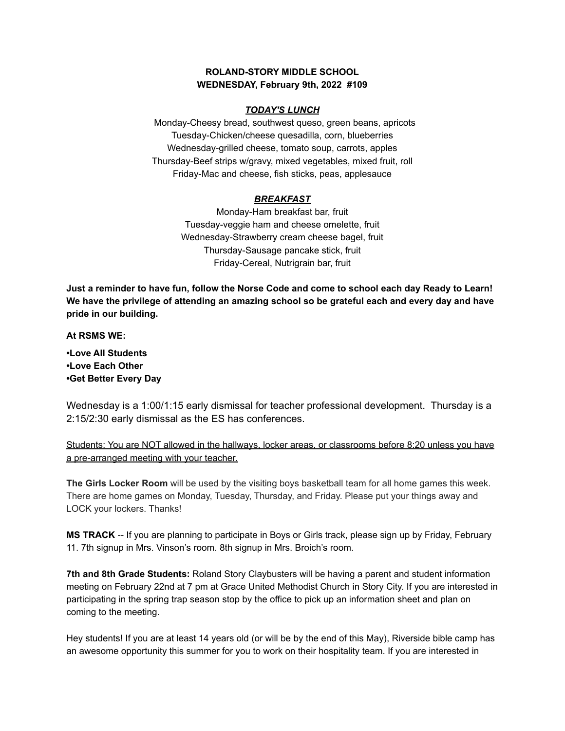**ROLAND-STORY MIDDLE SCHOOL**
**WEDNESDAY, February 9th, 2022 #109**

***TODAY'S LUNCH***

Monday-Cheesy bread, southwest queso, green beans, apricots
Tuesday-Chicken/cheese quesadilla, corn, blueberries
Wednesday-grilled cheese, tomato soup, carrots, apples
Thursday-Beef strips w/gravy, mixed vegetables, mixed fruit, roll
Friday-Mac and cheese, fish sticks, peas, applesauce

***BREAKFAST***

Monday-Ham breakfast bar, fruit
Tuesday-veggie ham and cheese omelette, fruit
Wednesday-Strawberry cream cheese bagel, fruit
Thursday-Sausage pancake stick, fruit
Friday-Cereal, Nutrigrain bar, fruit

**Just a reminder to have fun, follow the Norse Code and come to school each day Ready to Learn! We have the privilege of attending an amazing school so be grateful each and every day and have pride in our building.**

**At RSMS WE:**

**•Love All Students**
**•Love Each Other**
**•Get Better Every Day**

Wednesday is a 1:00/1:15 early dismissal for teacher professional development. Thursday is a 2:15/2:30 early dismissal as the ES has conferences.

<u>Students: You are NOT allowed in the hallways, locker areas, or classrooms before 8:20 unless you have a pre-arranged meeting with your teacher.</u>

**The Girls Locker Room** will be used by the visiting boys basketball team for all home games this week. There are home games on Monday, Tuesday, Thursday, and Friday. Please put your things away and LOCK your lockers. Thanks!

**MS TRACK** -- If you are planning to participate in Boys or Girls track, please sign up by Friday, February 11. 7th signup in Mrs. Vinson's room. 8th signup in Mrs. Broich's room.

**7th and 8th Grade Students:** Roland Story Claybusters will be having a parent and student information meeting on February 22nd at 7 pm at Grace United Methodist Church in Story City. If you are interested in participating in the spring trap season stop by the office to pick up an information sheet and plan on coming to the meeting.

Hey students! If you are at least 14 years old (or will be by the end of this May), Riverside bible camp has an awesome opportunity this summer for you to work on their hospitality team. If you are interested in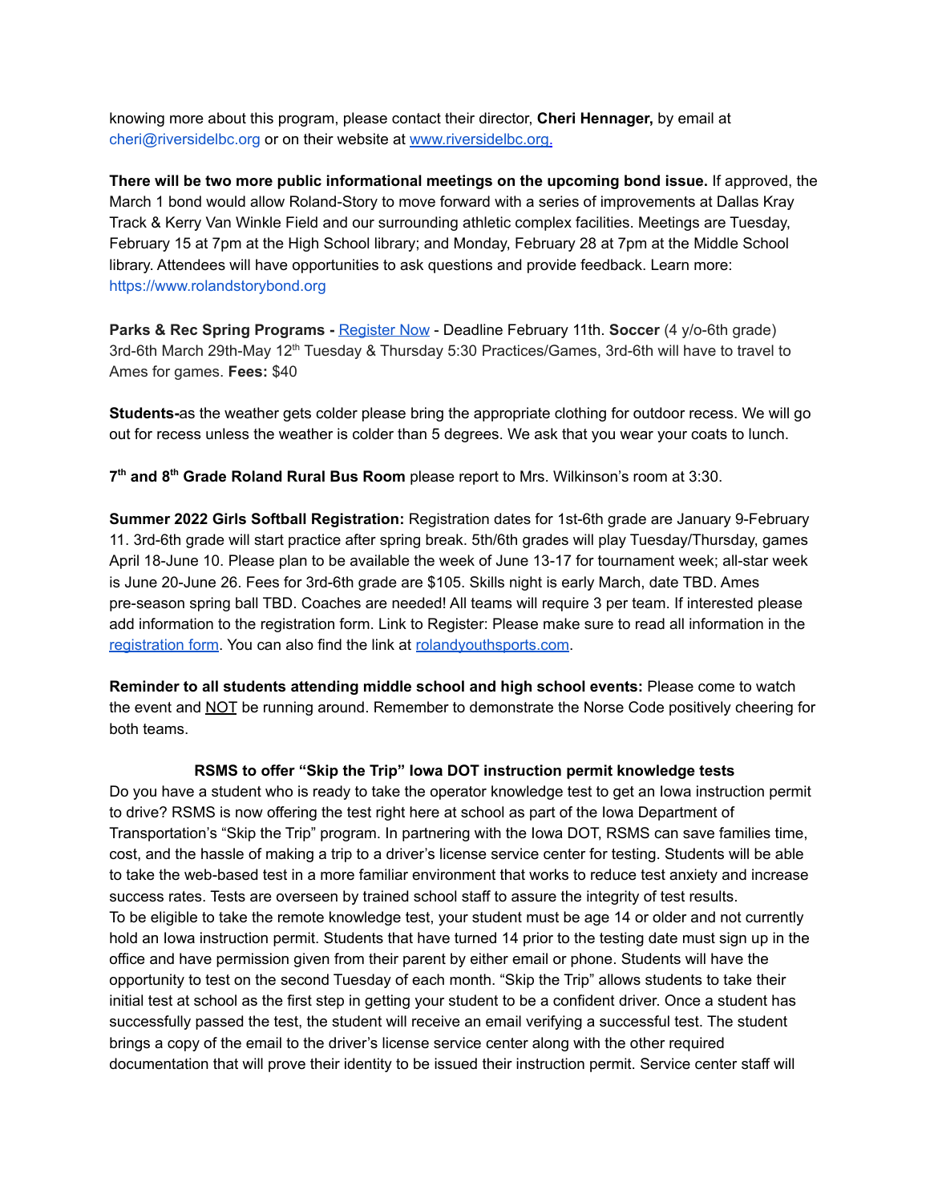knowing more about this program, please contact their director, **Cheri Hennager,** by email at cheri@riversidelbc.org or on their website at [www.riversidelbc.org.](www.riversidelbc.org)

**There will be two more public informational meetings on the upcoming bond issue.** If approved, the March 1 bond would allow Roland-Story to move forward with a series of improvements at Dallas Kray Track & Kerry Van Winkle Field and our surrounding athletic complex facilities. Meetings are Tuesday, February 15 at 7pm at the High School library; and Monday, February 28 at 7pm at the Middle School library. Attendees will have opportunities to ask questions and provide feedback. Learn more: https://www.rolandstorybond.org

**Parks & Rec Spring Programs -** Register Now - Deadline February 11th. **Soccer** (4 y/o-6th grade) 3rd-6th March 29th-May 12th Tuesday & Thursday 5:30 Practices/Games, 3rd-6th will have to travel to Ames for games. **Fees:** $40

**Students-**as the weather gets colder please bring the appropriate clothing for outdoor recess. We will go out for recess unless the weather is colder than 5 degrees. We ask that you wear your coats to lunch.

**7th and 8th Grade Roland Rural Bus Room** please report to Mrs. Wilkinson's room at 3:30.

**Summer 2022 Girls Softball Registration:** Registration dates for 1st-6th grade are January 9-February 11. 3rd-6th grade will start practice after spring break. 5th/6th grades will play Tuesday/Thursday, games April 18-June 10. Please plan to be available the week of June 13-17 for tournament week; all-star week is June 20-June 26. Fees for 3rd-6th grade are $105. Skills night is early March, date TBD. Ames pre-season spring ball TBD. Coaches are needed! All teams will require 3 per team. If interested please add information to the registration form. Link to Register: Please make sure to read all information in the registration form. You can also find the link at rolandyouthsports.com.

**Reminder to all students attending middle school and high school events:** Please come to watch the event and NOT be running around. Remember to demonstrate the Norse Code positively cheering for both teams.

### RSMS to offer "Skip the Trip" Iowa DOT instruction permit knowledge tests

Do you have a student who is ready to take the operator knowledge test to get an Iowa instruction permit to drive? RSMS is now offering the test right here at school as part of the Iowa Department of Transportation's "Skip the Trip" program. In partnering with the Iowa DOT, RSMS can save families time, cost, and the hassle of making a trip to a driver's license service center for testing. Students will be able to take the web-based test in a more familiar environment that works to reduce test anxiety and increase success rates. Tests are overseen by trained school staff to assure the integrity of test results.
To be eligible to take the remote knowledge test, your student must be age 14 or older and not currently hold an Iowa instruction permit. Students that have turned 14 prior to the testing date must sign up in the office and have permission given from their parent by either email or phone. Students will have the opportunity to test on the second Tuesday of each month. "Skip the Trip" allows students to take their initial test at school as the first step in getting your student to be a confident driver. Once a student has successfully passed the test, the student will receive an email verifying a successful test. The student brings a copy of the email to the driver's license service center along with the other required documentation that will prove their identity to be issued their instruction permit. Service center staff will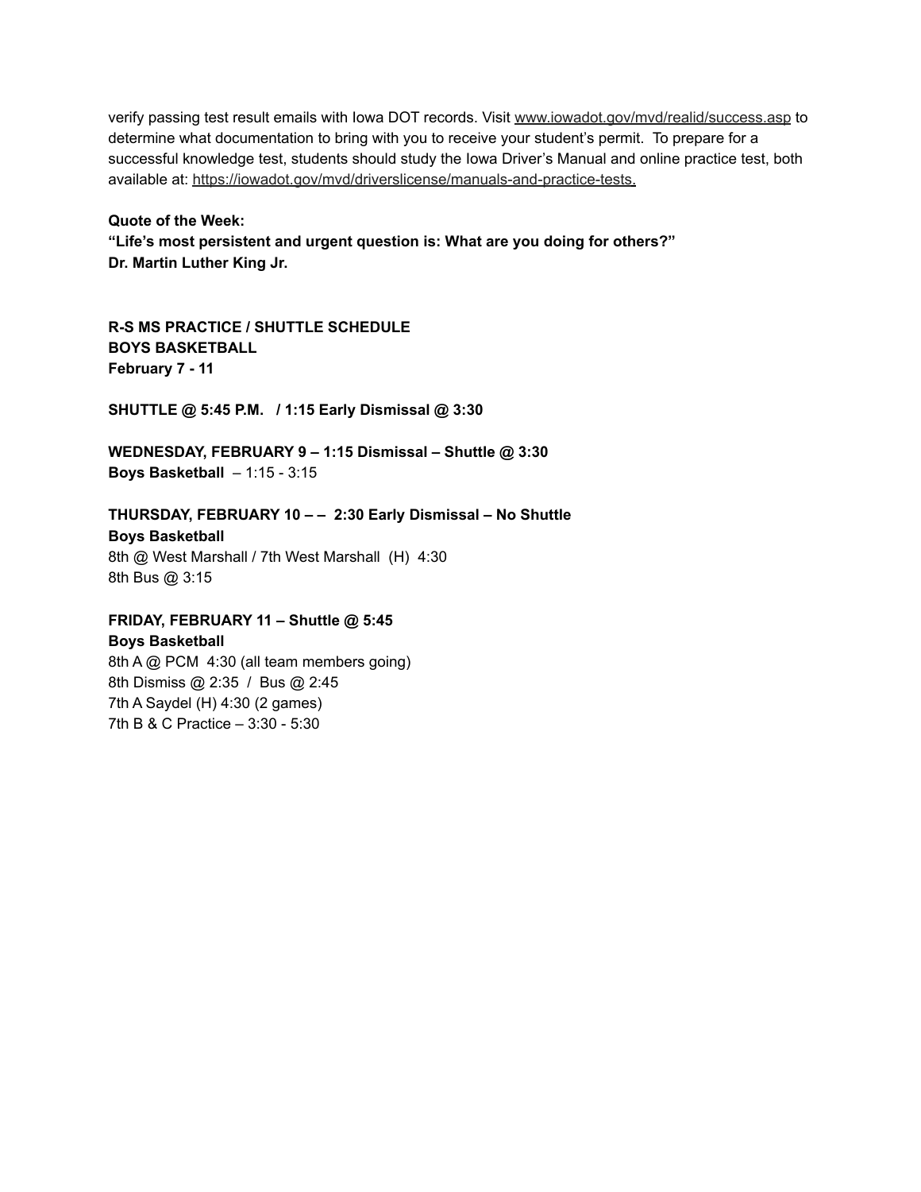verify passing test result emails with Iowa DOT records. Visit [www.iowadot.gov/mvd/realid/success.asp](www.iowadot.gov/mvd/realid/success.asp) to determine what documentation to bring with you to receive your student's permit. To prepare for a successful knowledge test, students should study the Iowa Driver's Manual and online practice test, both available at: [https://iowadot.gov/mvd/driverslicense/manuals-and-practice-tests.](https://iowadot.gov/mvd/driverslicense/manuals-and-practice-tests)

**Quote of the Week:**
**"Life's most persistent and urgent question is: What are you doing for others?"**
**Dr. Martin Luther King Jr.**

**R-S MS PRACTICE / SHUTTLE SCHEDULE**
**BOYS BASKETBALL**
**February 7 - 11**

**SHUTTLE @ 5:45 P.M. / 1:15 Early Dismissal @ 3:30**

**WEDNESDAY, FEBRUARY 9 – 1:15 Dismissal – Shuttle @ 3:30**
**Boys Basketball** – 1:15 - 3:15

**THURSDAY, FEBRUARY 10 – – 2:30 Early Dismissal – No Shuttle**
**Boys Basketball**
8th @ West Marshall / 7th West Marshall (H) 4:30
8th Bus @ 3:15

**FRIDAY, FEBRUARY 11 – Shuttle @ 5:45**
**Boys Basketball**
8th A @ PCM 4:30 (all team members going)
8th Dismiss @ 2:35 / Bus @ 2:45
7th A Saydel (H) 4:30 (2 games)
7th B & C Practice – 3:30 - 5:30